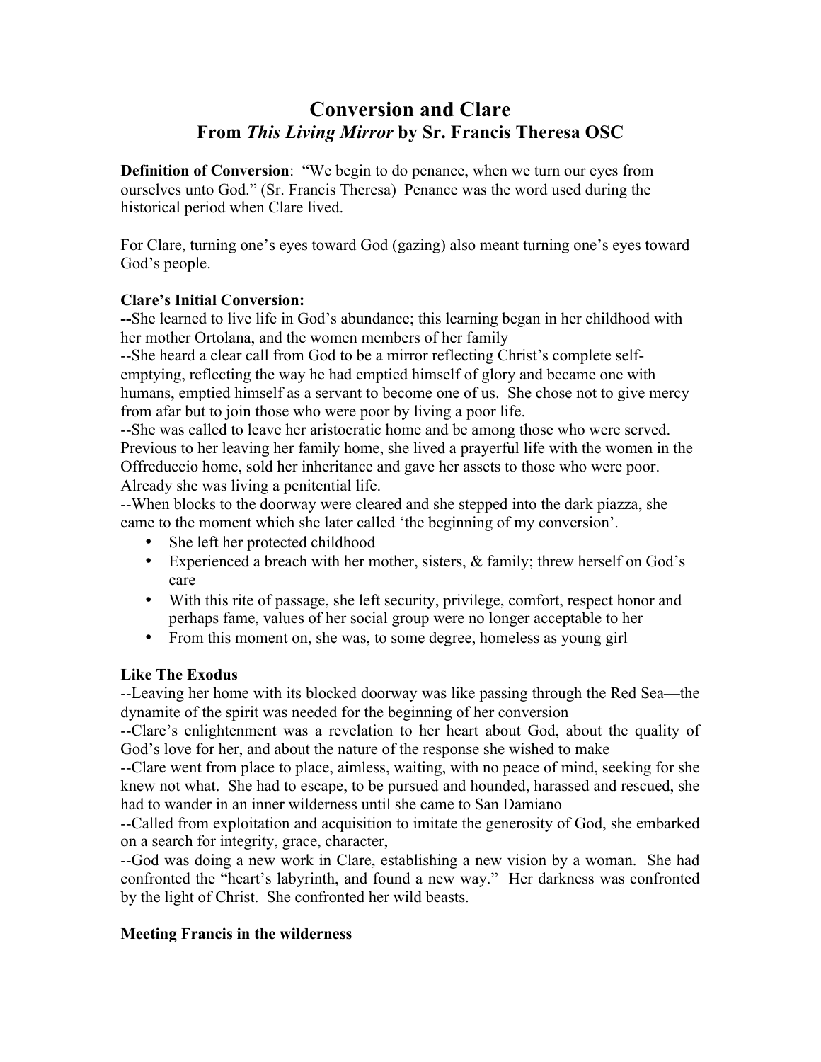# Conversion and Clare
## From *This Living Mirror* by Sr. Francis Theresa OSC

**Definition of Conversion**: "We begin to do penance, when we turn our eyes from ourselves unto God." (Sr. Francis Theresa) Penance was the word used during the historical period when Clare lived.

For Clare, turning one's eyes toward God (gazing) also meant turning one's eyes toward God's people.

**Clare's Initial Conversion:**

**--**She learned to live life in God's abundance; this learning began in her childhood with her mother Ortolana, and the women members of her family

--She heard a clear call from God to be a mirror reflecting Christ's complete self-emptying, reflecting the way he had emptied himself of glory and became one with humans, emptied himself as a servant to become one of us. She chose not to give mercy from afar but to join those who were poor by living a poor life.

--She was called to leave her aristocratic home and be among those who were served. Previous to her leaving her family home, she lived a prayerful life with the women in the Offreduccio home, sold her inheritance and gave her assets to those who were poor. Already she was living a penitential life.

--When blocks to the doorway were cleared and she stepped into the dark piazza, she came to the moment which she later called 'the beginning of my conversion'.

- She left her protected childhood
- Experienced a breach with her mother, sisters, & family; threw herself on God's care
- With this rite of passage, she left security, privilege, comfort, respect honor and perhaps fame, values of her social group were no longer acceptable to her
- From this moment on, she was, to some degree, homeless as young girl

**Like The Exodus**

--Leaving her home with its blocked doorway was like passing through the Red Sea—the dynamite of the spirit was needed for the beginning of her conversion

--Clare's enlightenment was a revelation to her heart about God, about the quality of God's love for her, and about the nature of the response she wished to make

--Clare went from place to place, aimless, waiting, with no peace of mind, seeking for she knew not what. She had to escape, to be pursued and hounded, harassed and rescued, she had to wander in an inner wilderness until she came to San Damiano

--Called from exploitation and acquisition to imitate the generosity of God, she embarked on a search for integrity, grace, character,

--God was doing a new work in Clare, establishing a new vision by a woman. She had confronted the "heart's labyrinth, and found a new way." Her darkness was confronted by the light of Christ. She confronted her wild beasts.

**Meeting Francis in the wilderness**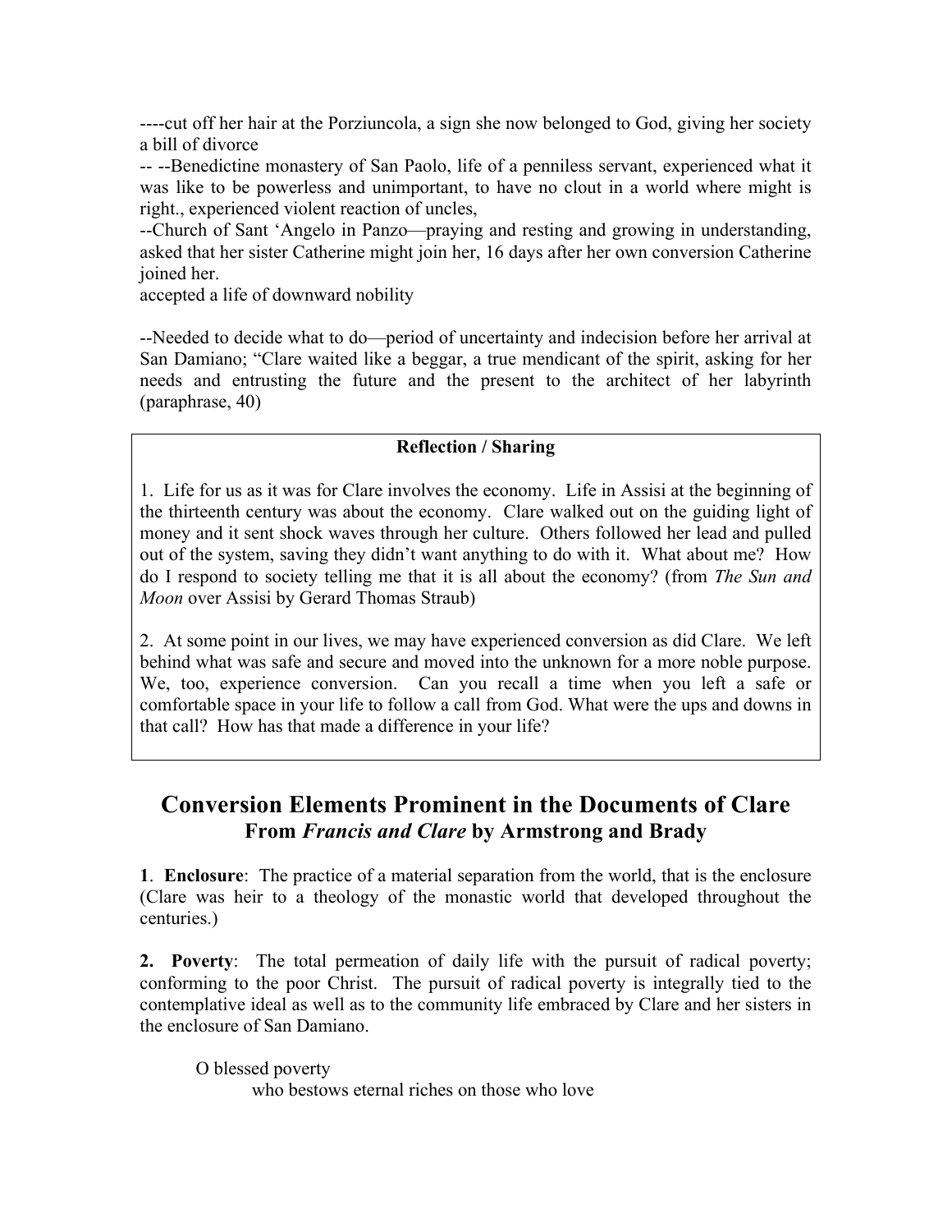----cut off her hair at the Porziuncola, a sign she now belonged to God, giving her society a bill of divorce

-- --Benedictine monastery of San Paolo, life of a penniless servant, experienced what it was like to be powerless and unimportant, to have no clout in a world where might is right., experienced violent reaction of uncles,

--Church of Sant 'Angelo in Panzo—praying and resting and growing in understanding, asked that her sister Catherine might join her, 16 days after her own conversion Catherine joined her.

accepted a life of downward nobility

--Needed to decide what to do—period of uncertainty and indecision before her arrival at San Damiano; "Clare waited like a beggar, a true mendicant of the spirit, asking for her needs and entrusting the future and the present to the architect of her labyrinth (paraphrase, 40)

**Reflection / Sharing**

1. Life for us as it was for Clare involves the economy. Life in Assisi at the beginning of the thirteenth century was about the economy. Clare walked out on the guiding light of money and it sent shock waves through her culture. Others followed her lead and pulled out of the system, saving they didn't want anything to do with it. What about me? How do I respond to society telling me that it is all about the economy? (from *The Sun and Moon* over Assisi by Gerard Thomas Straub)

2. At some point in our lives, we may have experienced conversion as did Clare. We left behind what was safe and secure and moved into the unknown for a more noble purpose. We, too, experience conversion. Can you recall a time when you left a safe or comfortable space in your life to follow a call from God. What were the ups and downs in that call? How has that made a difference in your life?

## Conversion Elements Prominent in the Documents of Clare
### From *Francis and Clare* by Armstrong and Brady

**1**. **Enclosure**: The practice of a material separation from the world, that is the enclosure (Clare was heir to a theology of the monastic world that developed throughout the centuries.)

**2. Poverty**: The total permeation of daily life with the pursuit of radical poverty; conforming to the poor Christ. The pursuit of radical poverty is integrally tied to the contemplative ideal as well as to the community life embraced by Clare and her sisters in the enclosure of San Damiano.

O blessed poverty
who bestows eternal riches on those who love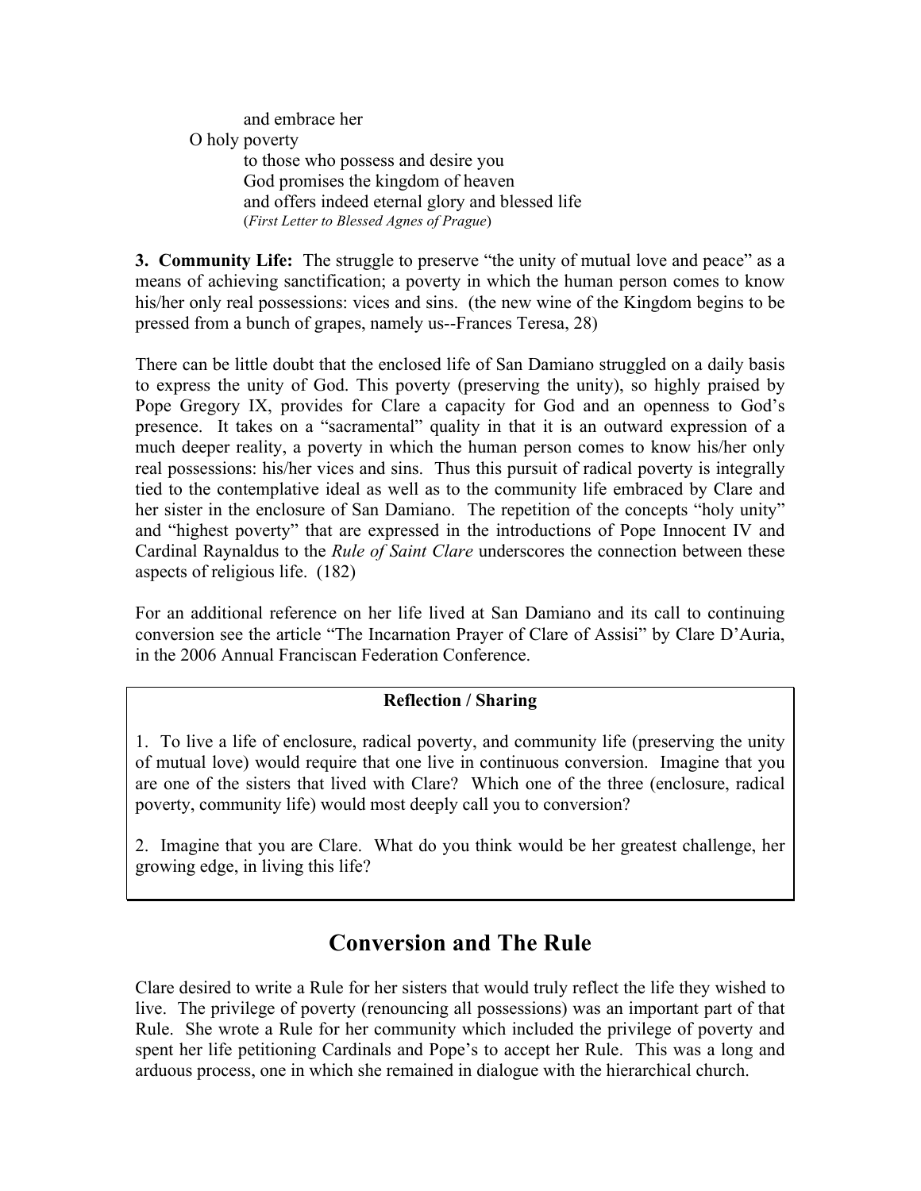and embrace her

O holy poverty

to those who possess and desire you
God promises the kingdom of heaven
and offers indeed eternal glory and blessed life
(*First Letter to Blessed Agnes of Prague*)

**3. Community Life:** The struggle to preserve "the unity of mutual love and peace" as a means of achieving sanctification; a poverty in which the human person comes to know his/her only real possessions: vices and sins. (the new wine of the Kingdom begins to be pressed from a bunch of grapes, namely us--Frances Teresa, 28)

There can be little doubt that the enclosed life of San Damiano struggled on a daily basis to express the unity of God. This poverty (preserving the unity), so highly praised by Pope Gregory IX, provides for Clare a capacity for God and an openness to God's presence. It takes on a "sacramental" quality in that it is an outward expression of a much deeper reality, a poverty in which the human person comes to know his/her only real possessions: his/her vices and sins. Thus this pursuit of radical poverty is integrally tied to the contemplative ideal as well as to the community life embraced by Clare and her sister in the enclosure of San Damiano. The repetition of the concepts "holy unity" and "highest poverty" that are expressed in the introductions of Pope Innocent IV and Cardinal Raynaldus to the *Rule of Saint Clare* underscores the connection between these aspects of religious life. (182)

For an additional reference on her life lived at San Damiano and its call to continuing conversion see the article "The Incarnation Prayer of Clare of Assisi" by Clare D'Auria, in the 2006 Annual Franciscan Federation Conference.

**Reflection / Sharing**

1. To live a life of enclosure, radical poverty, and community life (preserving the unity of mutual love) would require that one live in continuous conversion. Imagine that you are one of the sisters that lived with Clare? Which one of the three (enclosure, radical poverty, community life) would most deeply call you to conversion?

2. Imagine that you are Clare. What do you think would be her greatest challenge, her growing edge, in living this life?

## Conversion and The Rule

Clare desired to write a Rule for her sisters that would truly reflect the life they wished to live. The privilege of poverty (renouncing all possessions) was an important part of that Rule. She wrote a Rule for her community which included the privilege of poverty and spent her life petitioning Cardinals and Pope's to accept her Rule. This was a long and arduous process, one in which she remained in dialogue with the hierarchical church.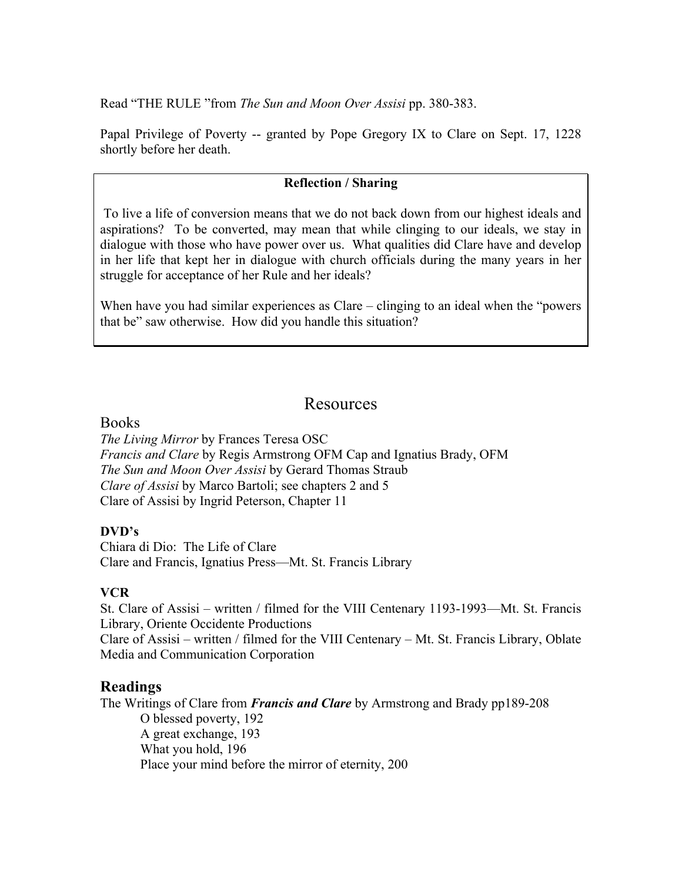Read "THE RULE "from *The Sun and Moon Over Assisi* pp. 380-383.

Papal Privilege of Poverty -- granted by Pope Gregory IX to Clare on Sept. 17, 1228 shortly before her death.

| **Reflection / Sharing** |
| --- |
| To live a life of conversion means that we do not back down from our highest ideals and aspirations? To be converted, may mean that while clinging to our ideals, we stay in dialogue with those who have power over us. What qualities did Clare have and develop in her life that kept her in dialogue with church officials during the many years in her struggle for acceptance of her Rule and her ideals? When have you had similar experiences as Clare – clinging to an ideal when the "powers that be" saw otherwise. How did you handle this situation? |

# Resources

## Books

*The Living Mirror* by Frances Teresa OSC
*Francis and Clare* by Regis Armstrong OFM Cap and Ignatius Brady, OFM
*The Sun and Moon Over Assisi* by Gerard Thomas Straub
*Clare of Assisi* by Marco Bartoli; see chapters 2 and 5
Clare of Assisi by Ingrid Peterson, Chapter 11

### DVD's

Chiara di Dio: The Life of Clare
Clare and Francis, Ignatius Press—Mt. St. Francis Library

### VCR

St. Clare of Assisi – written / filmed for the VIII Centenary 1193-1993—Mt. St. Francis Library, Oriente Occidente Productions
Clare of Assisi – written / filmed for the VIII Centenary – Mt. St. Francis Library, Oblate Media and Communication Corporation

## Readings

The Writings of Clare from ***Francis and Clare*** by Armstrong and Brady pp189-208

- O blessed poverty, 192
- A great exchange, 193
- What you hold, 196
- Place your mind before the mirror of eternity, 200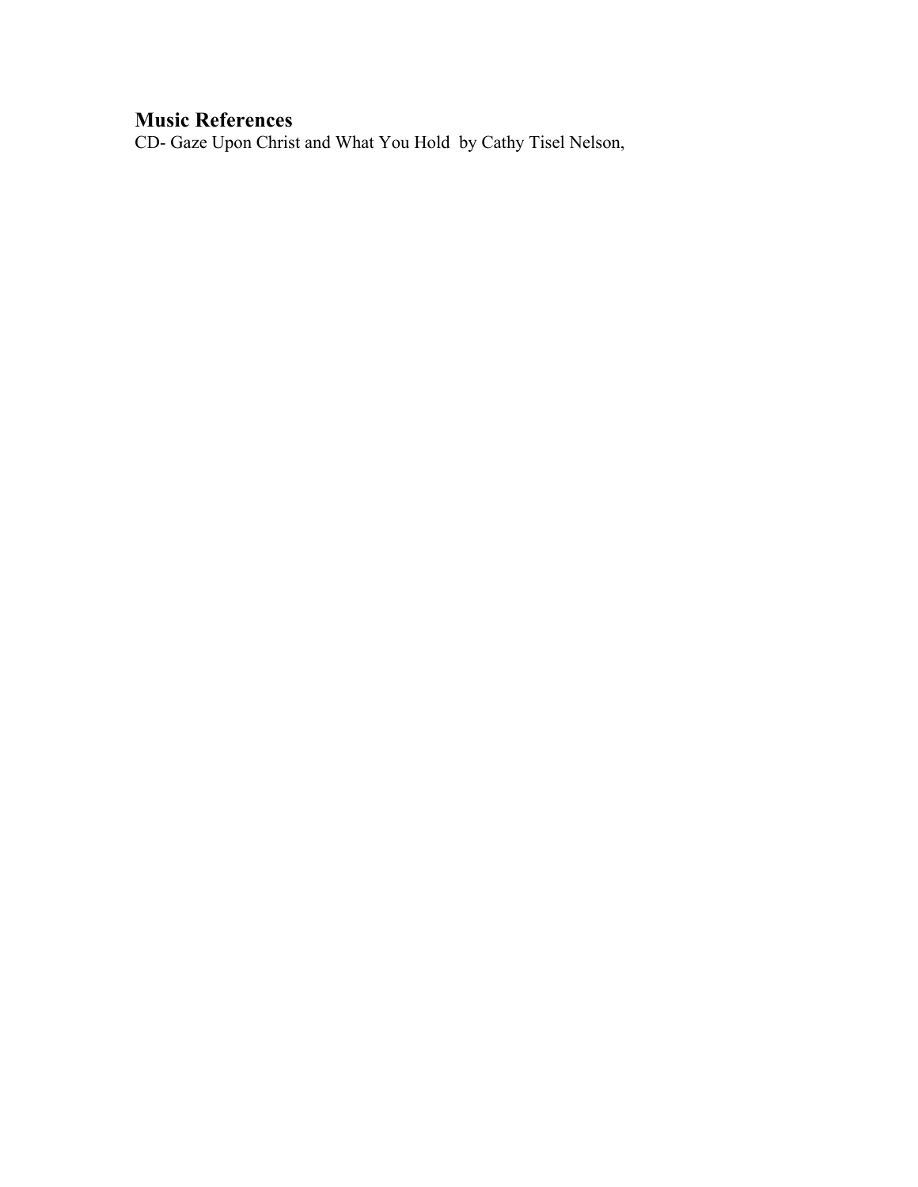**Music References**

CD- Gaze Upon Christ and What You Hold by Cathy Tisel Nelson,